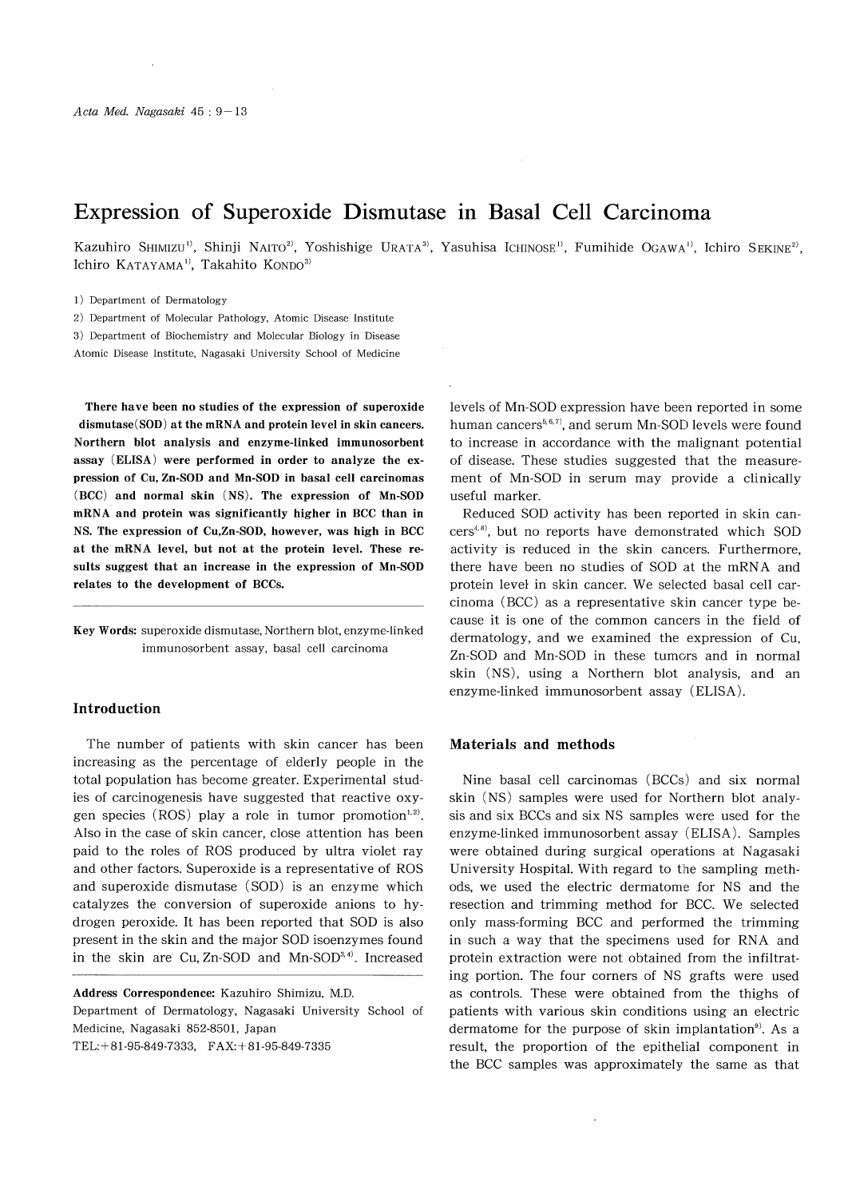# Expression of Superoxide Dismutase in Basal Cell Carcinoma

Kazuhiro SHIMIZU[1], Shinji NAITO[2], Yoshishige URATA[3], Yasuhisa ICHINOSE[1], Fumihide OGAWA[1], Ichiro SEKINE[2], Ichiro KATAYAMA[1], Takahito KONDO[3]

1) Department of Dermatology
2) Department of Molecular Pathology, Atomic Disease Institute
3) Department of Biochemistry and Molecular Biology in Disease
Atomic Disease Institute, Nagasaki University School of Medicine

**There have been no studies of the expression of superoxide dismutase (SOD) at the mRNA and protein level in skin cancers. Northern blot analysis and enzyme-linked immunosorbent assay (ELISA) were performed in order to analyze the expression of Cu, Zn-SOD and Mn-SOD in basal cell carcinomas (BCC) and normal skin (NS). The expression of Mn-SOD mRNA and protein was significantly higher in BCC than in NS. The expression of Cu,Zn-SOD, however, was high in BCC at the mRNA level, but not at the protein level. These results suggest that an increase in the expression of Mn-SOD relates to the development of BCCs.**

**Key Words:** superoxide dismutase, Northern blot, enzyme-linked immunosorbent assay, basal cell carcinoma

## Introduction

The number of patients with skin cancer has been increasing as the percentage of elderly people in the total population has become greater. Experimental studies of carcinogenesis have suggested that reactive oxygen species (ROS) play a role in tumor promotion[1,2]. Also in the case of skin cancer, close attention has been paid to the roles of ROS produced by ultra violet ray and other factors. Superoxide is a representative of ROS and superoxide dismutase (SOD) is an enzyme which catalyzes the conversion of superoxide anions to hydrogen peroxide. It has been reported that SOD is also present in the skin and the major SOD isoenzymes found in the skin are Cu, Zn-SOD and Mn-SOD[3,4]. Increased levels of Mn-SOD expression have been reported in some human cancers[5,6,7], and serum Mn-SOD levels were found to increase in accordance with the malignant potential of disease. These studies suggested that the measurement of Mn-SOD in serum may provide a clinically useful marker.

Reduced SOD activity has been reported in skin cancers[4,8], but no reports have demonstrated which SOD activity is reduced in the skin cancers. Furthermore, there have been no studies of SOD at the mRNA and protein level in skin cancer. We selected basal cell carcinoma (BCC) as a representative skin cancer type because it is one of the common cancers in the field of dermatology, and we examined the expression of Cu, Zn-SOD and Mn-SOD in these tumors and in normal skin (NS), using a Northern blot analysis, and an enzyme-linked immunosorbent assay (ELISA).

## Materials and methods

Nine basal cell carcinomas (BCCs) and six normal skin (NS) samples were used for Northern blot analysis and six BCCs and six NS samples were used for the enzyme-linked immunosorbent assay (ELISA). Samples were obtained during surgical operations at Nagasaki University Hospital. With regard to the sampling methods, we used the electric dermatome for NS and the resection and trimming method for BCC. We selected only mass-forming BCC and performed the trimming in such a way that the specimens used for RNA and protein extraction were not obtained from the infiltrating portion. The four corners of NS grafts were used as controls. These were obtained from the thighs of patients with various skin conditions using an electric dermatome for the purpose of skin implantation[9]. As a result, the proportion of the epithelial component in the BCC samples was approximately the same as that

**Address Correspondence:** Kazuhiro Shimizu, M.D.
Department of Dermatology, Nagasaki University School of Medicine, Nagasaki 852-8501, Japan
TEL:+81-95-849-7333, FAX:+81-95-849-7335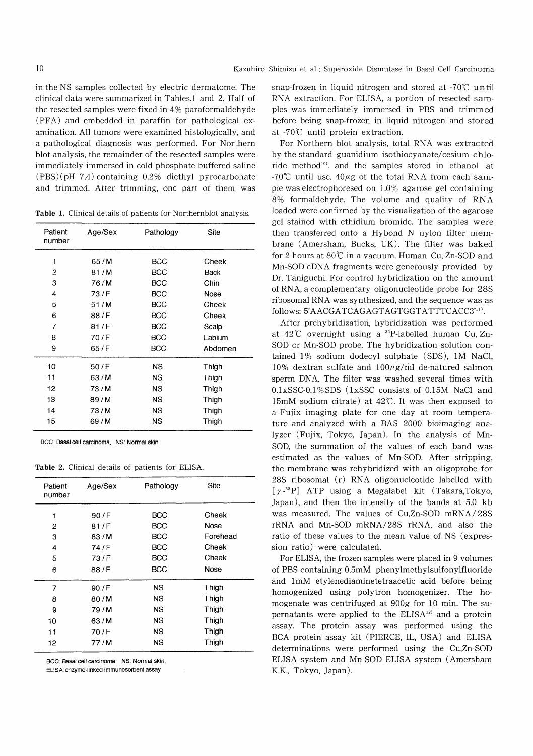in the NS samples collected by electric dermatome. The clinical data were summarized in Tables.1 and 2. Half of the resected samples were fixed in 4% paraformaldehyde (PFA) and embedded in paraffin for pathological examination. All tumors were examined histologically, and a pathological diagnosis was performed. For Northern blot analysis, the remainder of the resected samples were immediately immersed in cold phosphate buffered saline (PBS)(pH 7.4) containing 0.2% diethyl pyrocarbonate and trimmed. After trimming, one part of them was

**Table 1.** Clinical details of patients for Northernblot analysis.

| Patient number | Age/Sex | Pathology | Site |
|---|---|---|---|
| 1 | 65 / M | BCC | Cheek |
| 2 | 81 / M | BCC | Back |
| 3 | 76 / M | BCC | Chin |
| 4 | 73 / F | BCC | Nose |
| 5 | 51 / M | BCC | Cheek |
| 6 | 88 / F | BCC | Cheek |
| 7 | 81 / F | BCC | Scalp |
| 8 | 70 / F | BCC | Labium |
| 9 | 65 / F | BCC | Abdomen |
| 10 | 50 / F | NS | Thigh |
| 11 | 63 / M | NS | Thigh |
| 12 | 73 / M | NS | Thigh |
| 13 | 89 / M | NS | Thigh |
| 14 | 73 / M | NS | Thigh |
| 15 | 69 / M | NS | Thigh |

BCC: Basal cell carcinoma, NS: Normal skin

**Table 2.** Clinical details of patients for ELISA.

| Patient number | Age/Sex | Pathology | Site |
|---|---|---|---|
| 1 | 90 / F | BCC | Cheek |
| 2 | 81 / F | BCC | Nose |
| 3 | 83 / M | BCC | Forehead |
| 4 | 74 / F | BCC | Cheek |
| 5 | 73 / F | BCC | Cheek |
| 6 | 88 / F | BCC | Nose |
| 7 | 90 / F | NS | Thigh |
| 8 | 80 / M | NS | Thigh |
| 9 | 79 / M | NS | Thigh |
| 10 | 63 / M | NS | Thigh |
| 11 | 70 / F | NS | Thigh |
| 12 | 77 / M | NS | Thigh |

BCC: Basal cell carcinoma, NS: Normal skin, ELISA: enzyme-linked immunosorbent assay

snap-frozen in liquid nitrogen and stored at -70℃ until RNA extraction. For ELISA, a portion of resected samples was immediately immersed in PBS and trimmed before being snap-frozen in liquid nitrogen and stored at -70℃ until protein extraction.

For Northern blot analysis, total RNA was extracted by the standard guanidium isothiocyanate/cesium chloride method[10], and the samples stored in ethanol at -70℃ until use. 40$\mu$g of the total RNA from each sample was electrophoresed on 1.0% agarose gel containing 8% formaldehyde. The volume and quality of RNA loaded were confirmed by the visualization of the agarose gel stained with ethidium bromide. The samples were then transferred onto a Hybond N nylon filter membrane (Amersham, Bucks, UK). The filter was baked for 2 hours at 80℃ in a vacuum. Human Cu, Zn-SOD and Mn-SOD cDNA fragments were generously provided by Dr. Taniguchi. For control hybridization on the amount of RNA, a complementary oligonucleotide probe for 28S ribosomal RNA was synthesized, and the sequence was as follows: 5'AACGATCAGAGTAGTGGTATTTCACC3'[11].

After prehybridization, hybridization was performed at 42℃ overnight using a $^{32}$P-labelled human Cu, Zn-SOD or Mn-SOD probe. The hybridization solution contained 1% sodium dodecyl sulphate (SDS), 1M NaCl, 10% dextran sulfate and 100$\mu$g/ml de-natured salmon sperm DNA. The filter was washed several times with 0.1xSSC-0.1%SDS (1xSSC consists of 0.15M NaCl and 15mM sodium citrate) at 42℃. It was then exposed to a Fujix imaging plate for one day at room temperature and analyzed with a BAS 2000 bioimaging analyzer (Fujix, Tokyo, Japan). In the analysis of Mn-SOD, the summation of the values of each band was estimated as the values of Mn-SOD. After stripping, the membrane was rehybridized with an oligoprobe for 28S ribosomal (r) RNA oligonucleotide labelled with [$\gamma$-$^{32}$P] ATP using a Megalabel kit (Takara,Tokyo, Japan), and then the intensity of the bands at 5.0 kb was measured. The values of Cu,Zn-SOD mRNA/28S rRNA and Mn-SOD mRNA/28S rRNA, and also the ratio of these values to the mean value of NS (expression ratio) were calculated.

For ELISA, the frozen samples were placed in 9 volumes of PBS containing 0.5mM phenylmethylsulfonylfluoride and 1mM etylenediaminetetraacetic acid before being homogenized using polytron homogenizer. The homogenate was centrifuged at 900g for 10 min. The supernatants were applied to the ELISA[12] and a protein assay. The protein assay was performed using the BCA protein assay kit (PIERCE, IL, USA) and ELISA determinations were performed using the Cu,Zn-SOD ELISA system and Mn-SOD ELISA system (Amersham K.K., Tokyo, Japan).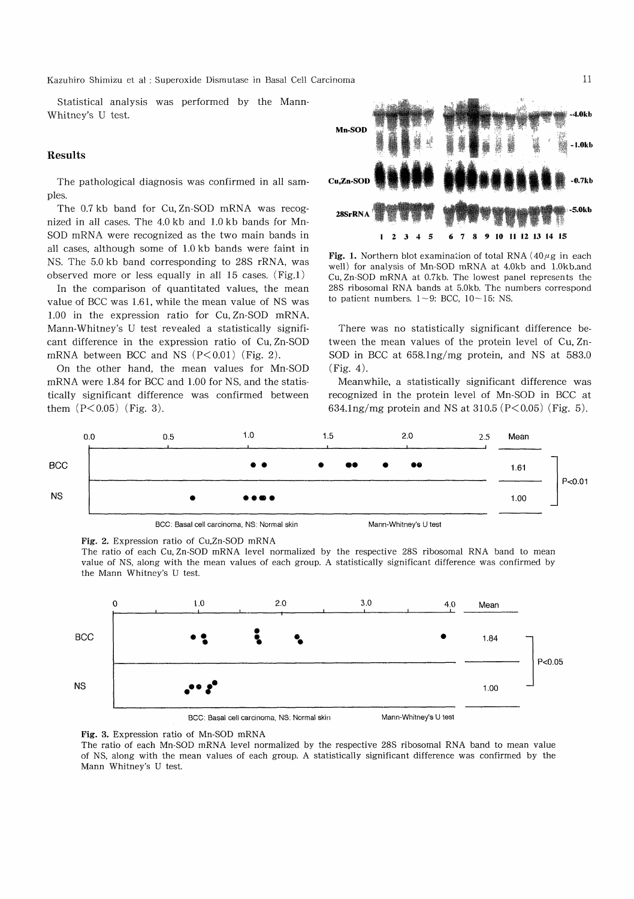Statistical analysis was performed by the Mann-Whitney's U test.

## Results

The pathological diagnosis was confirmed in all samples.

The 0.7 kb band for Cu, Zn-SOD mRNA was recognized in all cases. The 4.0 kb and 1.0 kb bands for Mn-SOD mRNA were recognized as the two main bands in all cases, although some of 1.0 kb bands were faint in NS. The 5.0 kb band corresponding to 28S rRNA, was observed more or less equally in all 15 cases. (Fig.1)

In the comparison of quantitated values, the mean value of BCC was 1.61, while the mean value of NS was 1.00 in the expression ratio for Cu, Zn-SOD mRNA. Mann-Whitney's U test revealed a statistically significant difference in the expression ratio of Cu, Zn-SOD mRNA between BCC and NS ($P<0.01$) (Fig. 2).

On the other hand, the mean values for Mn-SOD mRNA were 1.84 for BCC and 1.00 for NS, and the statistically significant difference was confirmed between them ($P<0.05$) (Fig. 3).

**Fig. 1.** Northern blot examination of total RNA (40 $\mu$g in each well) for analysis of Mn-SOD mRNA at 4.0kb and 1.0kb.and Cu, Zn-SOD mRNA at 0.7kb. The lowest panel represents the 28S ribosomal RNA bands at 5.0kb. The numbers correspond to patient numbers. 1~9: BCC, 10~15: NS.

There was no statistically significant difference between the mean values of the protein level of Cu, Zn-SOD in BCC at 658.1ng/mg protein, and NS at 583.0 (Fig. 4).

Meanwhile, a statistically significant difference was recognized in the protein level of Mn-SOD in BCC at 634.1ng/mg protein and NS at 310.5 ($P<0.05$) (Fig. 5).

**Fig. 2.** Expression ratio of Cu,Zn-SOD mRNA
The ratio of each Cu, Zn-SOD mRNA level normalized by the respective 28S ribosomal RNA band to mean value of NS, along with the mean values of each group. A statistically significant difference was confirmed by the Mann Whitney's U test.

**Fig. 3.** Expression ratio of Mn-SOD mRNA
The ratio of each Mn-SOD mRNA level normalized by the respective 28S ribosomal RNA band to mean value of NS, along with the mean values of each group. A statistically significant difference was confirmed by the Mann Whitney's U test.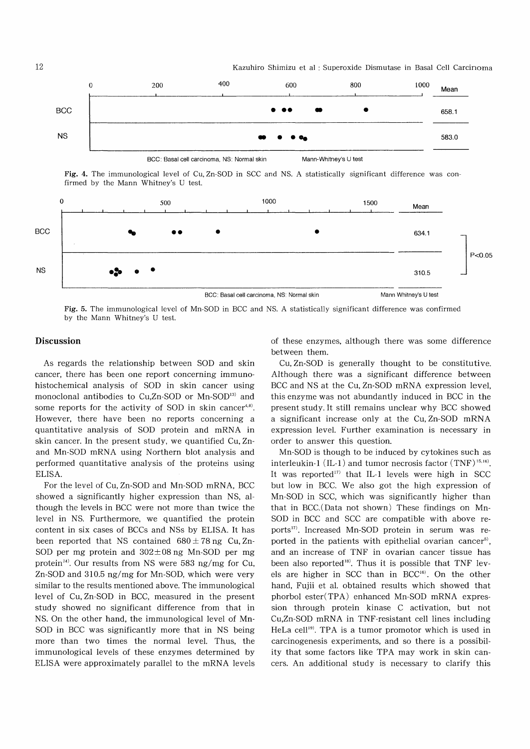| | Mean |
|---|---|
| BCC | 658.1 |
| NS | 583.0 |

BCC: Basal cell carcinoma, NS: Normal skin Mann-Whitney's U test

**Fig. 4.** The immunological level of Cu, Zn-SOD in SCC and NS. A statistically significant difference was confirmed by the Mann Whitney's U test.

| | Mean | |
|---|---|---|
| BCC | 634.1 | $P<0.05$ |
| NS | 310.5 | |

BCC: Basal cell carcinoma, NS: Normal skin Mann Whitney's U test

**Fig. 5.** The immunological level of Mn-SOD in BCC and NS. A statistically significant difference was confirmed by the Mann Whitney's U test.

## Discussion

As regards the relationship between SOD and skin cancer, there has been one report concerning immunohistochemical analysis of SOD in skin cancer using monoclonal antibodies to Cu,Zn-SOD or Mn-SOD[13] and some reports for the activity of SOD in skin cancer[4,8]. However, there have been no reports concerning a quantitative analysis of SOD protein and mRNA in skin cancer. In the present study, we quantified Cu, Zn- and Mn-SOD mRNA using Northern blot analysis and performed quantitative analysis of the proteins using ELISA.

For the level of Cu, Zn-SOD and Mn-SOD mRNA, BCC showed a significantly higher expression than NS, although the levels in BCC were not more than twice the level in NS. Furthermore, we quantified the protein content in six cases of BCCs and NSs by ELISA. It has been reported that NS contained $680 \pm 78$ ng Cu, Zn-SOD per mg protein and $302 \pm 08$ ng Mn-SOD per mg protein[14]. Our results from NS were 583 ng/mg for Cu, Zn-SOD and 310.5 ng/mg for Mn-SOD, which were very similar to the results mentioned above. The immunological level of Cu, Zn-SOD in BCC, measured in the present study showed no significant difference from that in NS. On the other hand, the immunological level of Mn-SOD in BCC was significantly more that in NS being more than two times the normal level. Thus, the immunological levels of these enzymes determined by ELISA were approximately parallel to the mRNA levels of these enzymes, although there was some difference between them.

Cu, Zn-SOD is generally thought to be constitutive. Although there was a significant difference between BCC and NS at the Cu, Zn-SOD mRNA expression level, this enzyme was not abundantly induced in BCC in the present study. It still remains unclear why BCC showed a significant increase only at the Cu, Zn-SOD mRNA expression level. Further examination is necessary in order to answer this question.

Mn-SOD is though to be induced by cytokines such as interleukin-1 (IL-1) and tumor necrosis factor (TNF)[15,16]. It was reported[17] that IL-1 levels were high in SCC but low in BCC. We also got the high expression of Mn-SOD in SCC, which was significantly higher than that in BCC.(Data not shown) These findings on Mn-SOD in BCC and SCC are compatible with above reports[17]. Increased Mn-SOD protein in serum was reported in the patients with epithelial ovarian cancer[5], and an increase of TNF in ovarian cancer tissue has been also reported[18]. Thus it is possible that TNF levels are higher in SCC than in BCC[16]. On the other hand, Fujii et al. obtained results which showed that phorbol ester(TPA) enhanced Mn-SOD mRNA expression through protein kinase C activation, but not Cu,Zn-SOD mRNA in TNF-resistant cell lines including HeLa cell[19]. TPA is a tumor promotor which is used in carcinogenesis experiments, and so there is a possibility that some factors like TPA may work in skin cancers. An additional study is necessary to clarify this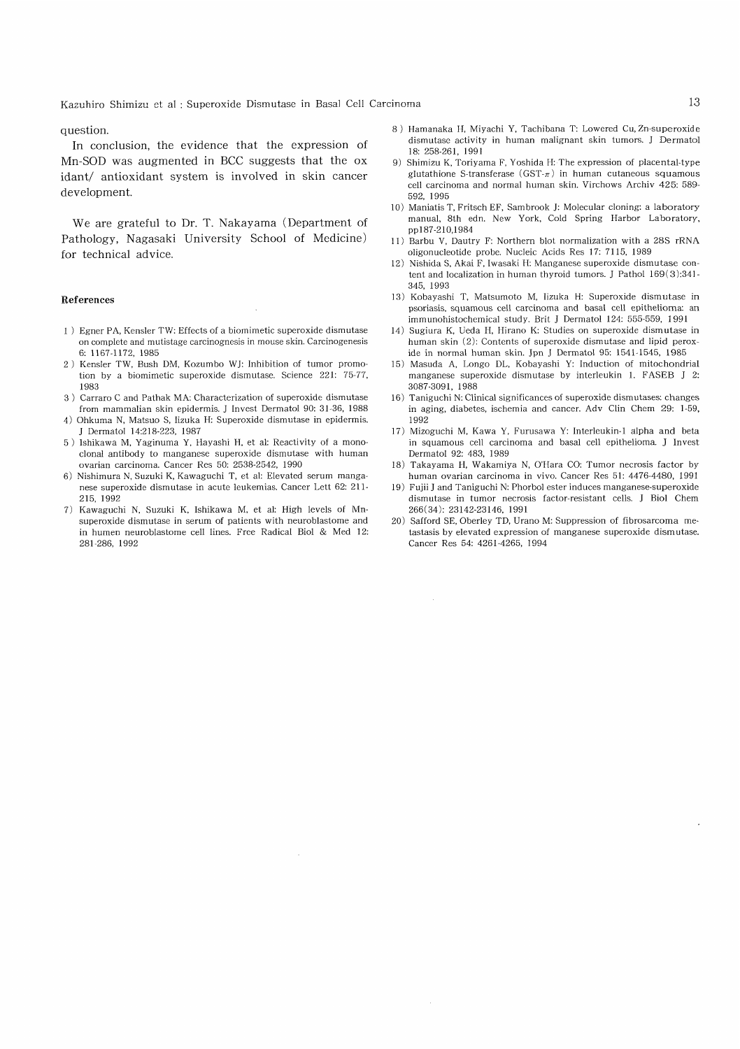question.

In conclusion, the evidence that the expression of Mn-SOD was augmented in BCC suggests that the oxidant/ antioxidant system is involved in skin cancer development.

We are grateful to Dr. T. Nakayama (Department of Pathology, Nagasaki University School of Medicine) for technical advice.

#### References

1) Egner PA, Kensler TW: Effects of a biomimetic superoxide dismutase on complete and mutistage carcinognesis in mouse skin. Carcinogenesis 6: 1167-1172, 1985
2) Kensler TW, Bush DM, Kozumbo WJ: Inhibition of tumor promotion by a biomimetic superoxide dismutase. Science 221: 75-77, 1983
3) Carraro C and Pathak MA: Characterization of superoxide dismutase from mammalian skin epidermis. J Invest Dermatol 90: 31-36, 1988
4) Ohkuma N, Matsuo S, Iizuka H: Superoxide dismutase in epidermis. J Dermatol 14:218-223, 1987
5) Ishikawa M, Yaginuma Y, Hayashi H, et al: Reactivity of a monoclonal antibody to manganese superoxide dismutase with human ovarian carcinoma. Cancer Res 50: 2538-2542, 1990
6) Nishimura N, Suzuki K, Kawaguchi T, et al: Elevated serum manganese superoxide dismutase in acute leukemias. Cancer Lett 62: 211-215, 1992
7) Kawaguchi N, Suzuki K, Ishikawa M, et al: High levels of Mn-superoxide dismutase in serum of patients with neuroblastome and in humen neuroblastome cell lines. Free Radical Biol & Med 12: 281-286, 1992
8) Hamanaka H, Miyachi Y, Tachibana T: Lowered Cu, Zn-superoxide dismutase activity in human malignant skin tumors. J Dermatol 18: 258-261, 1991
9) Shimizu K, Toriyama F, Yoshida H: The expression of placental-type glutathione S-transferase (GST-$\pi$) in human cutaneous squamous cell carcinoma and normal human skin. Virchows Archiv 425: 589-592, 1995
10) Maniatis T, Fritsch EF, Sambrook J: Molecular cloning: a laboratory manual, 8th edn. New York, Cold Spring Harbor Laboratory, pp187-210,1984
11) Barbu V, Dautry F: Northern blot normalization with a 28S rRNA oligonucleotide probe. Nucleic Acids Res 17: 7115, 1989
12) Nishida S, Akai F, Iwasaki H: Manganese superoxide dismutase content and localization in human thyroid tumors. J Pathol 169(3):341-345, 1993
13) Kobayashi T, Matsumoto M, Iizuka H: Superoxide dismutase in psoriasis, squamous cell carcinoma and basal cell epithelioma: an immunohistochemical study. Brit J Dermatol 124: 555-559, 1991
14) Sugiura K, Ueda H, Hirano K: Studies on superoxide dismutase in human skin (2): Contents of superoxide dismutase and lipid peroxide in normal human skin. Jpn J Dermatol 95: 1541-1545, 1985
15) Masuda A, Longo DL, Kobayashi Y: Induction of mitochondrial manganese superoxide dismutase by interleukin 1. FASEB J 2: 3087-3091, 1988
16) Taniguchi N: Clinical significances of superoxide dismutases: changes in aging, diabetes, ischemia and cancer. Adv Clin Chem 29: 1-59, 1992
17) Mizoguchi M, Kawa Y, Furusawa Y: Interleukin-1 alpha and beta in squamous cell carcinoma and basal cell epithelioma. J Invest Dermatol 92: 483, 1989
18) Takayama H, Wakamiya N, O'Hara CO: Tumor necrosis factor by human ovarian carcinoma in vivo. Cancer Res 51: 4476-4480, 1991
19) Fujii J and Taniguchi N: Phorbol ester induces manganese-superoxide dismutase in tumor necrosis factor-resistant cells. J Biol Chem 266(34): 23142-23146, 1991
20) Safford SE, Oberley TD, Urano M: Suppression of fibrosarcoma metastasis by elevated expression of manganese superoxide dismutase. Cancer Res 54: 4261-4265, 1994